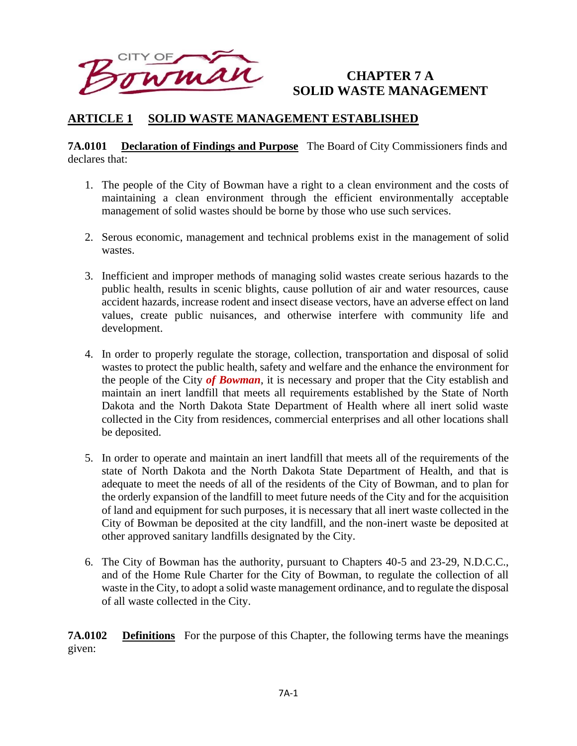CITY OF Bowman

# CHAPTER 7 A
# SOLID WASTE MANAGEMENT

## ARTICLE 1 SOLID WASTE MANAGEMENT ESTABLISHED

**7A.0101 Declaration of Findings and Purpose** The Board of City Commissioners finds and declares that:

1. The people of the City of Bowman have a right to a clean environment and the costs of maintaining a clean environment through the efficient environmentally acceptable management of solid wastes should be borne by those who use such services.

2. Serous economic, management and technical problems exist in the management of solid wastes.

3. Inefficient and improper methods of managing solid wastes create serious hazards to the public health, results in scenic blights, cause pollution of air and water resources, cause accident hazards, increase rodent and insect disease vectors, have an adverse effect on land values, create public nuisances, and otherwise interfere with community life and development.

4. In order to properly regulate the storage, collection, transportation and disposal of solid wastes to protect the public health, safety and welfare and the enhance the environment for the people of the City ***of Bowman***, it is necessary and proper that the City establish and maintain an inert landfill that meets all requirements established by the State of North Dakota and the North Dakota State Department of Health where all inert solid waste collected in the City from residences, commercial enterprises and all other locations shall be deposited.

5. In order to operate and maintain an inert landfill that meets all of the requirements of the state of North Dakota and the North Dakota State Department of Health, and that is adequate to meet the needs of all of the residents of the City of Bowman, and to plan for the orderly expansion of the landfill to meet future needs of the City and for the acquisition of land and equipment for such purposes, it is necessary that all inert waste collected in the City of Bowman be deposited at the city landfill, and the non-inert waste be deposited at other approved sanitary landfills designated by the City.

6. The City of Bowman has the authority, pursuant to Chapters 40-5 and 23-29, N.D.C.C., and of the Home Rule Charter for the City of Bowman, to regulate the collection of all waste in the City, to adopt a solid waste management ordinance, and to regulate the disposal of all waste collected in the City.

**7A.0102 Definitions** For the purpose of this Chapter, the following terms have the meanings given: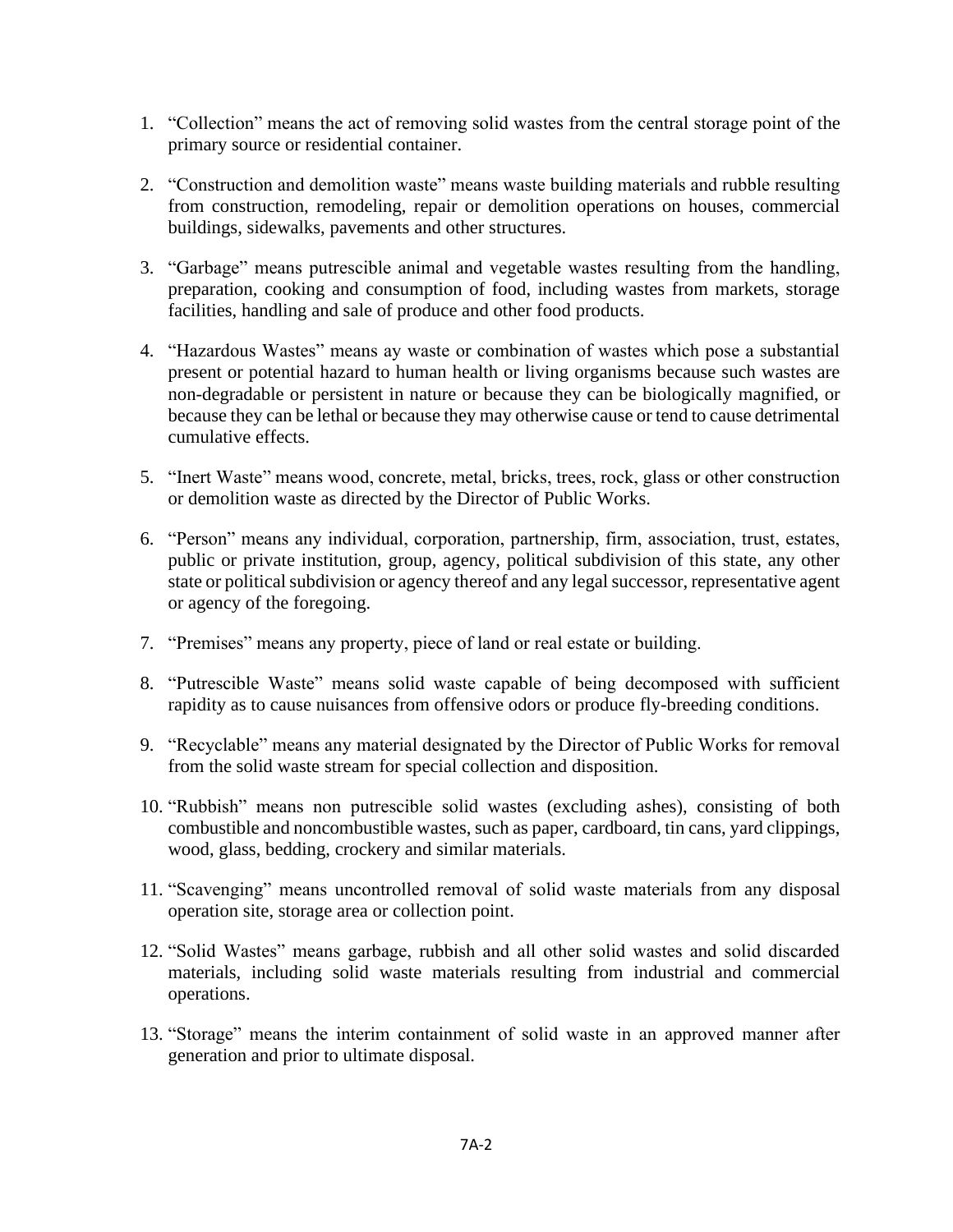1. "Collection" means the act of removing solid wastes from the central storage point of the primary source or residential container.

2. "Construction and demolition waste" means waste building materials and rubble resulting from construction, remodeling, repair or demolition operations on houses, commercial buildings, sidewalks, pavements and other structures.

3. "Garbage" means putrescible animal and vegetable wastes resulting from the handling, preparation, cooking and consumption of food, including wastes from markets, storage facilities, handling and sale of produce and other food products.

4. "Hazardous Wastes" means ay waste or combination of wastes which pose a substantial present or potential hazard to human health or living organisms because such wastes are non-degradable or persistent in nature or because they can be biologically magnified, or because they can be lethal or because they may otherwise cause or tend to cause detrimental cumulative effects.

5. "Inert Waste" means wood, concrete, metal, bricks, trees, rock, glass or other construction or demolition waste as directed by the Director of Public Works.

6. "Person" means any individual, corporation, partnership, firm, association, trust, estates, public or private institution, group, agency, political subdivision of this state, any other state or political subdivision or agency thereof and any legal successor, representative agent or agency of the foregoing.

7. "Premises" means any property, piece of land or real estate or building.

8. "Putrescible Waste" means solid waste capable of being decomposed with sufficient rapidity as to cause nuisances from offensive odors or produce fly-breeding conditions.

9. "Recyclable" means any material designated by the Director of Public Works for removal from the solid waste stream for special collection and disposition.

10. "Rubbish" means non putrescible solid wastes (excluding ashes), consisting of both combustible and noncombustible wastes, such as paper, cardboard, tin cans, yard clippings, wood, glass, bedding, crockery and similar materials.

11. "Scavenging" means uncontrolled removal of solid waste materials from any disposal operation site, storage area or collection point.

12. "Solid Wastes" means garbage, rubbish and all other solid wastes and solid discarded materials, including solid waste materials resulting from industrial and commercial operations.

13. "Storage" means the interim containment of solid waste in an approved manner after generation and prior to ultimate disposal.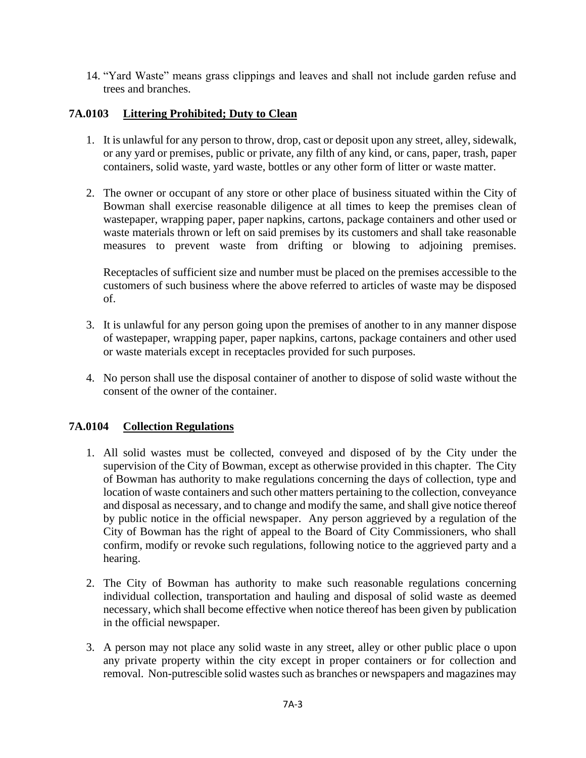14. "Yard Waste" means grass clippings and leaves and shall not include garden refuse and trees and branches.

## 7A.0103 Littering Prohibited; Duty to Clean

1. It is unlawful for any person to throw, drop, cast or deposit upon any street, alley, sidewalk, or any yard or premises, public or private, any filth of any kind, or cans, paper, trash, paper containers, solid waste, yard waste, bottles or any other form of litter or waste matter.

2. The owner or occupant of any store or other place of business situated within the City of Bowman shall exercise reasonable diligence at all times to keep the premises clean of wastepaper, wrapping paper, paper napkins, cartons, package containers and other used or waste materials thrown or left on said premises by its customers and shall take reasonable measures to prevent waste from drifting or blowing to adjoining premises.

   Receptacles of sufficient size and number must be placed on the premises accessible to the customers of such business where the above referred to articles of waste may be disposed of.

3. It is unlawful for any person going upon the premises of another to in any manner dispose of wastepaper, wrapping paper, paper napkins, cartons, package containers and other used or waste materials except in receptacles provided for such purposes.

4. No person shall use the disposal container of another to dispose of solid waste without the consent of the owner of the container.

## 7A.0104 Collection Regulations

1. All solid wastes must be collected, conveyed and disposed of by the City under the supervision of the City of Bowman, except as otherwise provided in this chapter. The City of Bowman has authority to make regulations concerning the days of collection, type and location of waste containers and such other matters pertaining to the collection, conveyance and disposal as necessary, and to change and modify the same, and shall give notice thereof by public notice in the official newspaper. Any person aggrieved by a regulation of the City of Bowman has the right of appeal to the Board of City Commissioners, who shall confirm, modify or revoke such regulations, following notice to the aggrieved party and a hearing.

2. The City of Bowman has authority to make such reasonable regulations concerning individual collection, transportation and hauling and disposal of solid waste as deemed necessary, which shall become effective when notice thereof has been given by publication in the official newspaper.

3. A person may not place any solid waste in any street, alley or other public place o upon any private property within the city except in proper containers or for collection and removal. Non-putrescible solid wastes such as branches or newspapers and magazines may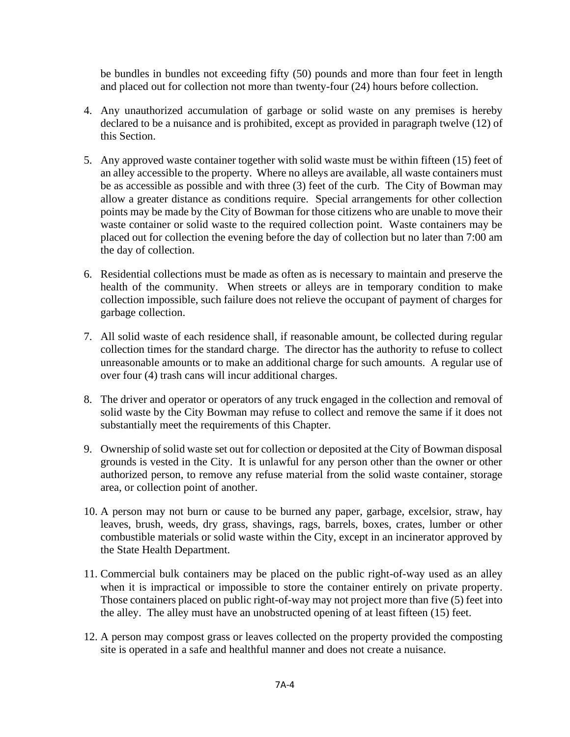be bundles in bundles not exceeding fifty (50) pounds and more than four feet in length and placed out for collection not more than twenty-four (24) hours before collection.

4. Any unauthorized accumulation of garbage or solid waste on any premises is hereby declared to be a nuisance and is prohibited, except as provided in paragraph twelve (12) of this Section.

5. Any approved waste container together with solid waste must be within fifteen (15) feet of an alley accessible to the property. Where no alleys are available, all waste containers must be as accessible as possible and with three (3) feet of the curb. The City of Bowman may allow a greater distance as conditions require. Special arrangements for other collection points may be made by the City of Bowman for those citizens who are unable to move their waste container or solid waste to the required collection point. Waste containers may be placed out for collection the evening before the day of collection but no later than 7:00 am the day of collection.

6. Residential collections must be made as often as is necessary to maintain and preserve the health of the community. When streets or alleys are in temporary condition to make collection impossible, such failure does not relieve the occupant of payment of charges for garbage collection.

7. All solid waste of each residence shall, if reasonable amount, be collected during regular collection times for the standard charge. The director has the authority to refuse to collect unreasonable amounts or to make an additional charge for such amounts. A regular use of over four (4) trash cans will incur additional charges.

8. The driver and operator or operators of any truck engaged in the collection and removal of solid waste by the City Bowman may refuse to collect and remove the same if it does not substantially meet the requirements of this Chapter.

9. Ownership of solid waste set out for collection or deposited at the City of Bowman disposal grounds is vested in the City. It is unlawful for any person other than the owner or other authorized person, to remove any refuse material from the solid waste container, storage area, or collection point of another.

10. A person may not burn or cause to be burned any paper, garbage, excelsior, straw, hay leaves, brush, weeds, dry grass, shavings, rags, barrels, boxes, crates, lumber or other combustible materials or solid waste within the City, except in an incinerator approved by the State Health Department.

11. Commercial bulk containers may be placed on the public right-of-way used as an alley when it is impractical or impossible to store the container entirely on private property. Those containers placed on public right-of-way may not project more than five (5) feet into the alley. The alley must have an unobstructed opening of at least fifteen (15) feet.

12. A person may compost grass or leaves collected on the property provided the composting site is operated in a safe and healthful manner and does not create a nuisance.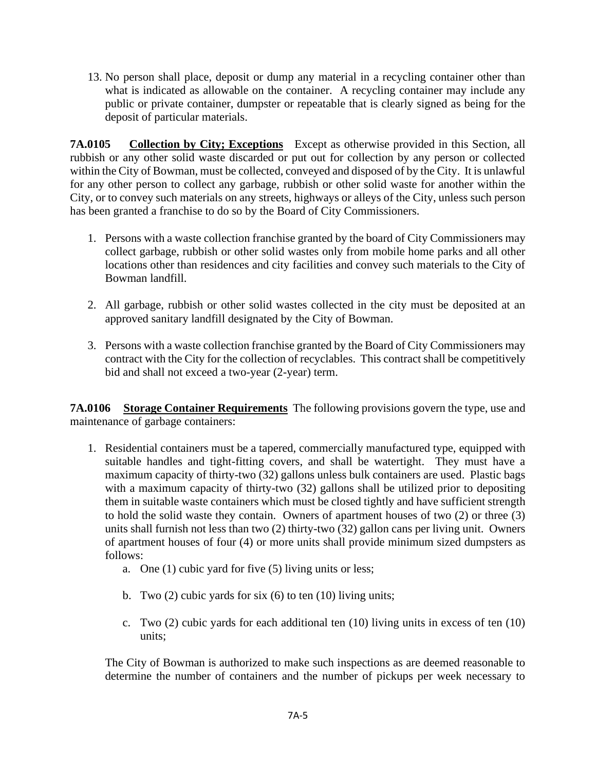13. No person shall place, deposit or dump any material in a recycling container other than what is indicated as allowable on the container. A recycling container may include any public or private container, dumpster or repeatable that is clearly signed as being for the deposit of particular materials.

**7A.0105 Collection by City; Exceptions** Except as otherwise provided in this Section, all rubbish or any other solid waste discarded or put out for collection by any person or collected within the City of Bowman, must be collected, conveyed and disposed of by the City. It is unlawful for any other person to collect any garbage, rubbish or other solid waste for another within the City, or to convey such materials on any streets, highways or alleys of the City, unless such person has been granted a franchise to do so by the Board of City Commissioners.

1. Persons with a waste collection franchise granted by the board of City Commissioners may collect garbage, rubbish or other solid wastes only from mobile home parks and all other locations other than residences and city facilities and convey such materials to the City of Bowman landfill.

2. All garbage, rubbish or other solid wastes collected in the city must be deposited at an approved sanitary landfill designated by the City of Bowman.

3. Persons with a waste collection franchise granted by the Board of City Commissioners may contract with the City for the collection of recyclables. This contract shall be competitively bid and shall not exceed a two-year (2-year) term.

**7A.0106 Storage Container Requirements** The following provisions govern the type, use and maintenance of garbage containers:

1. Residential containers must be a tapered, commercially manufactured type, equipped with suitable handles and tight-fitting covers, and shall be watertight. They must have a maximum capacity of thirty-two (32) gallons unless bulk containers are used. Plastic bags with a maximum capacity of thirty-two (32) gallons shall be utilized prior to depositing them in suitable waste containers which must be closed tightly and have sufficient strength to hold the solid waste they contain. Owners of apartment houses of two (2) or three (3) units shall furnish not less than two (2) thirty-two (32) gallon cans per living unit. Owners of apartment houses of four (4) or more units shall provide minimum sized dumpsters as follows:
    a. One (1) cubic yard for five (5) living units or less;

    b. Two (2) cubic yards for six (6) to ten (10) living units;

    c. Two (2) cubic yards for each additional ten (10) living units in excess of ten (10) units;

   The City of Bowman is authorized to make such inspections as are deemed reasonable to determine the number of containers and the number of pickups per week necessary to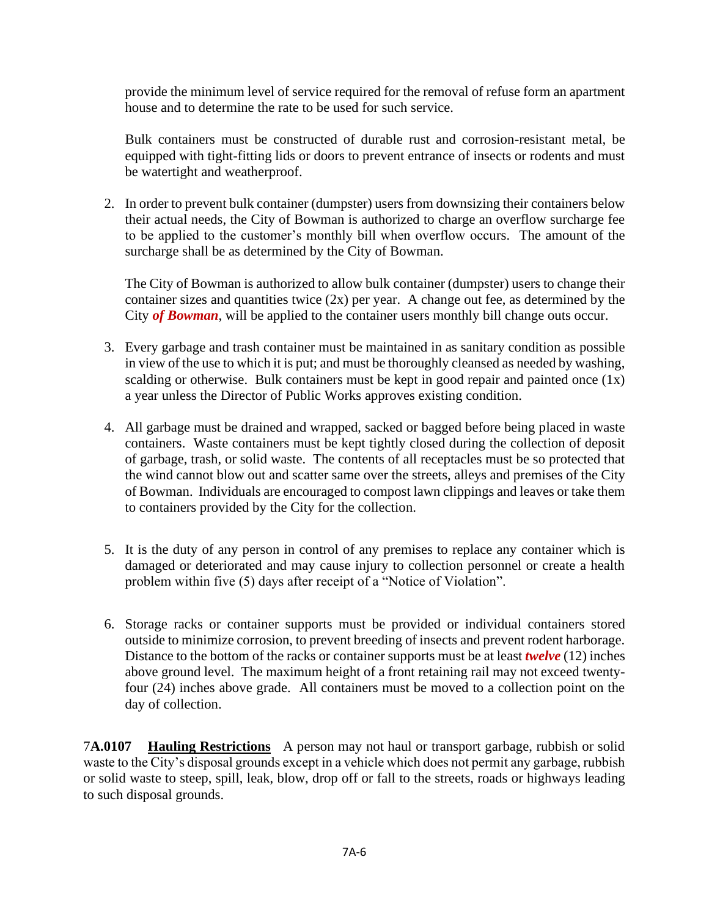provide the minimum level of service required for the removal of refuse form an apartment house and to determine the rate to be used for such service.

Bulk containers must be constructed of durable rust and corrosion-resistant metal, be equipped with tight-fitting lids or doors to prevent entrance of insects or rodents and must be watertight and weatherproof.

2. In order to prevent bulk container (dumpster) users from downsizing their containers below their actual needs, the City of Bowman is authorized to charge an overflow surcharge fee to be applied to the customer's monthly bill when overflow occurs. The amount of the surcharge shall be as determined by the City of Bowman.

   The City of Bowman is authorized to allow bulk container (dumpster) users to change their container sizes and quantities twice (2x) per year. A change out fee, as determined by the City ***of Bowman***, will be applied to the container users monthly bill change outs occur.

3. Every garbage and trash container must be maintained in as sanitary condition as possible in view of the use to which it is put; and must be thoroughly cleansed as needed by washing, scalding or otherwise. Bulk containers must be kept in good repair and painted once (1x) a year unless the Director of Public Works approves existing condition.

4. All garbage must be drained and wrapped, sacked or bagged before being placed in waste containers. Waste containers must be kept tightly closed during the collection of deposit of garbage, trash, or solid waste. The contents of all receptacles must be so protected that the wind cannot blow out and scatter same over the streets, alleys and premises of the City of Bowman. Individuals are encouraged to compost lawn clippings and leaves or take them to containers provided by the City for the collection.

5. It is the duty of any person in control of any premises to replace any container which is damaged or deteriorated and may cause injury to collection personnel or create a health problem within five (5) days after receipt of a "Notice of Violation".

6. Storage racks or container supports must be provided or individual containers stored outside to minimize corrosion, to prevent breeding of insects and prevent rodent harborage. Distance to the bottom of the racks or container supports must be at least ***twelve*** (12) inches above ground level. The maximum height of a front retaining rail may not exceed twenty-four (24) inches above grade. All containers must be moved to a collection point on the day of collection.

7**A.0107** **Hauling Restrictions** A person may not haul or transport garbage, rubbish or solid waste to the City's disposal grounds except in a vehicle which does not permit any garbage, rubbish or solid waste to steep, spill, leak, blow, drop off or fall to the streets, roads or highways leading to such disposal grounds.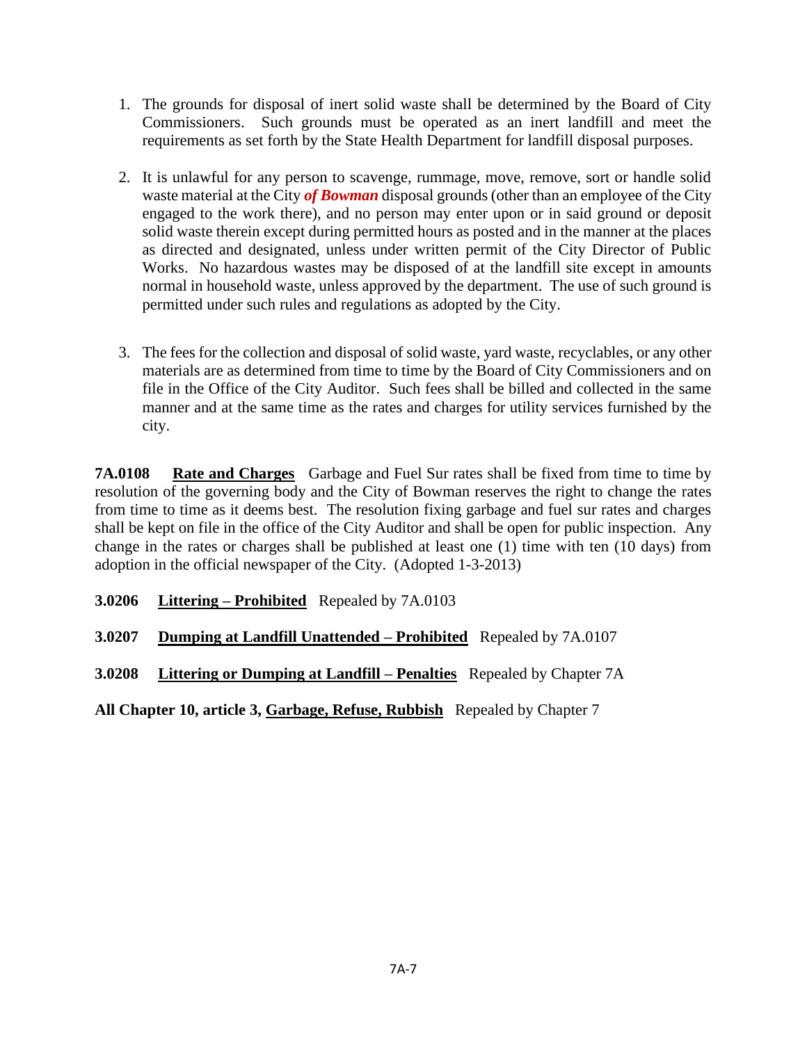1. The grounds for disposal of inert solid waste shall be determined by the Board of City Commissioners. Such grounds must be operated as an inert landfill and meet the requirements as set forth by the State Health Department for landfill disposal purposes.

2. It is unlawful for any person to scavenge, rummage, move, remove, sort or handle solid waste material at the City ***of Bowman*** disposal grounds (other than an employee of the City engaged to the work there), and no person may enter upon or in said ground or deposit solid waste therein except during permitted hours as posted and in the manner at the places as directed and designated, unless under written permit of the City Director of Public Works. No hazardous wastes may be disposed of at the landfill site except in amounts normal in household waste, unless approved by the department. The use of such ground is permitted under such rules and regulations as adopted by the City.

3. The fees for the collection and disposal of solid waste, yard waste, recyclables, or any other materials are as determined from time to time by the Board of City Commissioners and on file in the Office of the City Auditor. Such fees shall be billed and collected in the same manner and at the same time as the rates and charges for utility services furnished by the city.

**7A.0108** **<u>Rate and Charges</u>** Garbage and Fuel Sur rates shall be fixed from time to time by resolution of the governing body and the City of Bowman reserves the right to change the rates from time to time as it deems best. The resolution fixing garbage and fuel sur rates and charges shall be kept on file in the office of the City Auditor and shall be open for public inspection. Any change in the rates or charges shall be published at least one (1) time with ten (10 days) from adoption in the official newspaper of the City. (Adopted 1-3-2013)

**3.0206** **<u>Littering – Prohibited</u>** Repealed by 7A.0103

**3.0207** **<u>Dumping at Landfill Unattended – Prohibited</u>** Repealed by 7A.0107

**3.0208** **<u>Littering or Dumping at Landfill – Penalties</u>** Repealed by Chapter 7A

**All Chapter 10, article 3, <u>Garbage, Refuse, Rubbish</u>** Repealed by Chapter 7